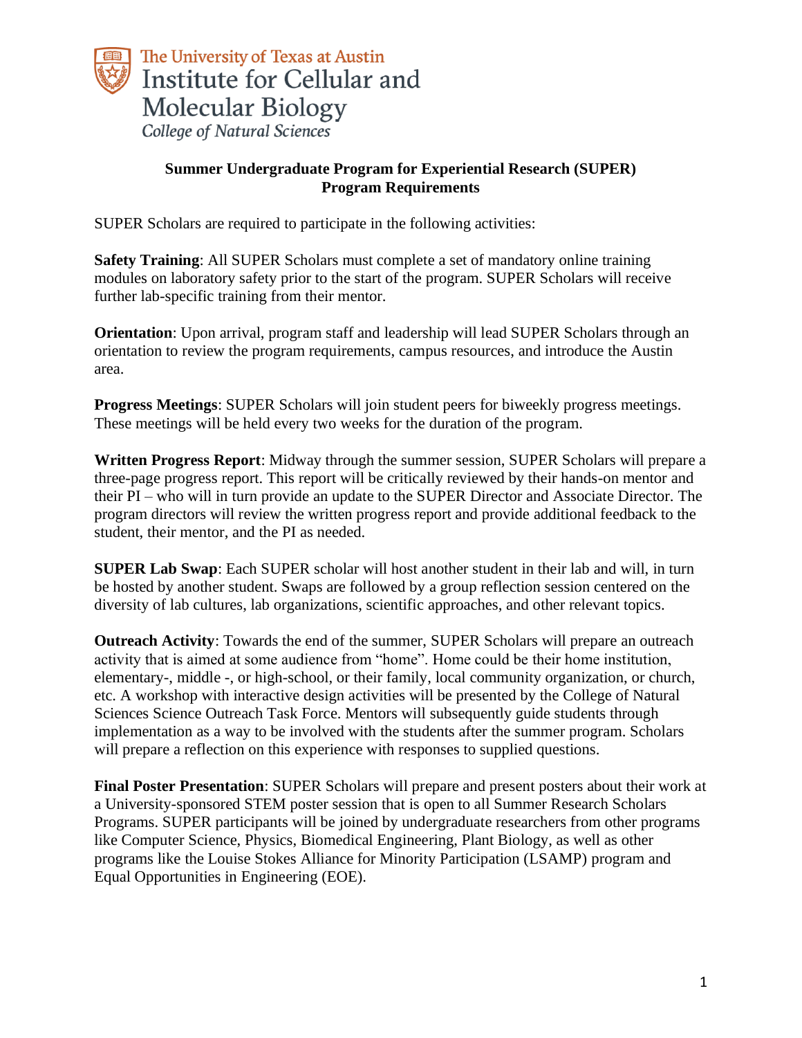The University of Texas at Austin
Institute for Cellular and Molecular Biology
*College of Natural Sciences*

# Summer Undergraduate Program for Experiential Research (SUPER)
## Program Requirements

SUPER Scholars are required to participate in the following activities:

**Safety Training**: All SUPER Scholars must complete a set of mandatory online training modules on laboratory safety prior to the start of the program. SUPER Scholars will receive further lab-specific training from their mentor.

**Orientation**: Upon arrival, program staff and leadership will lead SUPER Scholars through an orientation to review the program requirements, campus resources, and introduce the Austin area.

**Progress Meetings**: SUPER Scholars will join student peers for biweekly progress meetings. These meetings will be held every two weeks for the duration of the program.

**Written Progress Report**: Midway through the summer session, SUPER Scholars will prepare a three-page progress report. This report will be critically reviewed by their hands-on mentor and their PI – who will in turn provide an update to the SUPER Director and Associate Director. The program directors will review the written progress report and provide additional feedback to the student, their mentor, and the PI as needed.

**SUPER Lab Swap**: Each SUPER scholar will host another student in their lab and will, in turn be hosted by another student. Swaps are followed by a group reflection session centered on the diversity of lab cultures, lab organizations, scientific approaches, and other relevant topics.

**Outreach Activity**: Towards the end of the summer, SUPER Scholars will prepare an outreach activity that is aimed at some audience from "home". Home could be their home institution, elementary-, middle -, or high-school, or their family, local community organization, or church, etc. A workshop with interactive design activities will be presented by the College of Natural Sciences Science Outreach Task Force. Mentors will subsequently guide students through implementation as a way to be involved with the students after the summer program. Scholars will prepare a reflection on this experience with responses to supplied questions.

**Final Poster Presentation**: SUPER Scholars will prepare and present posters about their work at a University-sponsored STEM poster session that is open to all Summer Research Scholars Programs. SUPER participants will be joined by undergraduate researchers from other programs like Computer Science, Physics, Biomedical Engineering, Plant Biology, as well as other programs like the Louise Stokes Alliance for Minority Participation (LSAMP) program and Equal Opportunities in Engineering (EOE).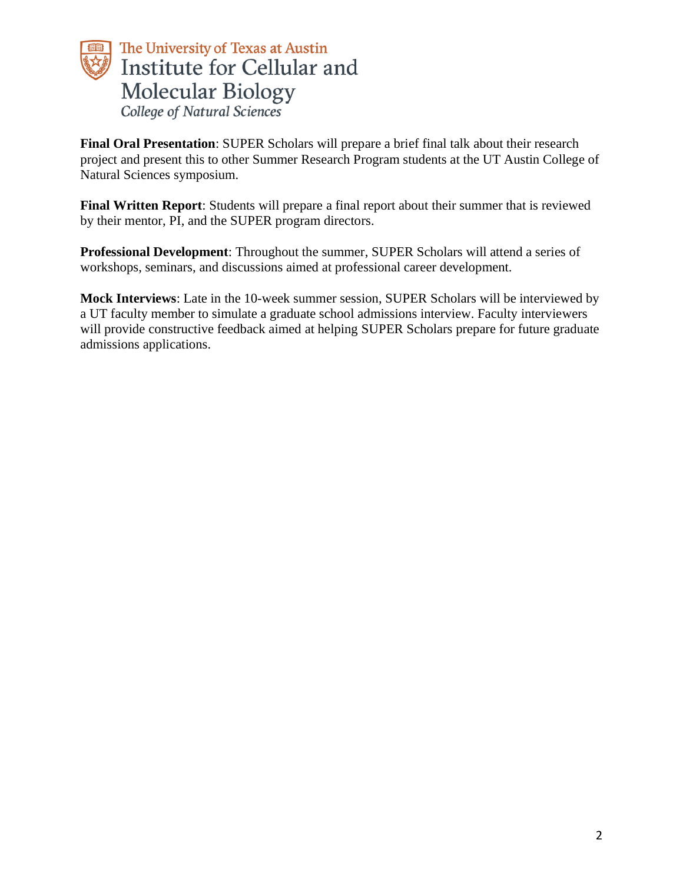**Final Oral Presentation**: SUPER Scholars will prepare a brief final talk about their research project and present this to other Summer Research Program students at the UT Austin College of Natural Sciences symposium.

**Final Written Report**: Students will prepare a final report about their summer that is reviewed by their mentor, PI, and the SUPER program directors.

**Professional Development**: Throughout the summer, SUPER Scholars will attend a series of workshops, seminars, and discussions aimed at professional career development.

**Mock Interviews**: Late in the 10-week summer session, SUPER Scholars will be interviewed by a UT faculty member to simulate a graduate school admissions interview. Faculty interviewers will provide constructive feedback aimed at helping SUPER Scholars prepare for future graduate admissions applications.